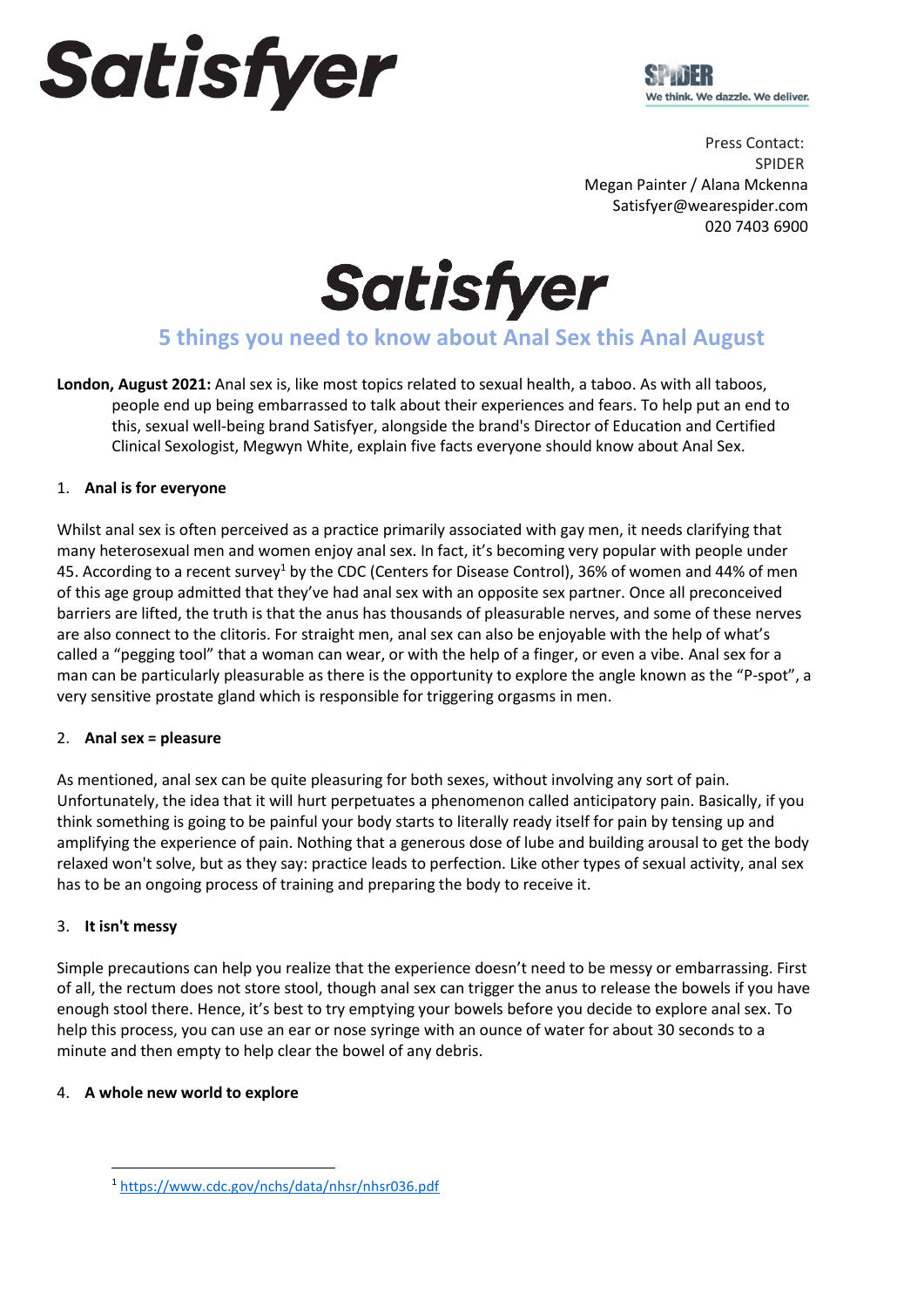Satisfyer

SPIDER
We think. We dazzle. We deliver.

Press Contact:
SPIDER
Megan Painter / Alana Mckenna
Satisfyer@wearespider.com
020 7403 6900

Satisfyer

## 5 things you need to know about Anal Sex this Anal August

**London, August 2021:** Anal sex is, like most topics related to sexual health, a taboo. As with all taboos, people end up being embarrassed to talk about their experiences and fears. To help put an end to this, sexual well-being brand Satisfyer, alongside the brand's Director of Education and Certified Clinical Sexologist, Megwyn White, explain five facts everyone should know about Anal Sex.

1. **Anal is for everyone**

Whilst anal sex is often perceived as a practice primarily associated with gay men, it needs clarifying that many heterosexual men and women enjoy anal sex. In fact, it's becoming very popular with people under 45. According to a recent survey[1] by the CDC (Centers for Disease Control), 36% of women and 44% of men of this age group admitted that they've had anal sex with an opposite sex partner. Once all preconceived barriers are lifted, the truth is that the anus has thousands of pleasurable nerves, and some of these nerves are also connect to the clitoris. For straight men, anal sex can also be enjoyable with the help of what's called a "pegging tool" that a woman can wear, or with the help of a finger, or even a vibe. Anal sex for a man can be particularly pleasurable as there is the opportunity to explore the angle known as the "P-spot", a very sensitive prostate gland which is responsible for triggering orgasms in men.

2. **Anal sex = pleasure**

As mentioned, anal sex can be quite pleasuring for both sexes, without involving any sort of pain. Unfortunately, the idea that it will hurt perpetuates a phenomenon called anticipatory pain. Basically, if you think something is going to be painful your body starts to literally ready itself for pain by tensing up and amplifying the experience of pain. Nothing that a generous dose of lube and building arousal to get the body relaxed won't solve, but as they say: practice leads to perfection. Like other types of sexual activity, anal sex has to be an ongoing process of training and preparing the body to receive it.

3. **It isn't messy**

Simple precautions can help you realize that the experience doesn't need to be messy or embarrassing. First of all, the rectum does not store stool, though anal sex can trigger the anus to release the bowels if you have enough stool there. Hence, it's best to try emptying your bowels before you decide to explore anal sex. To help this process, you can use an ear or nose syringe with an ounce of water for about 30 seconds to a minute and then empty to help clear the bowel of any debris.

4. **A whole new world to explore**

[1] https://www.cdc.gov/nchs/data/nhsr/nhsr036.pdf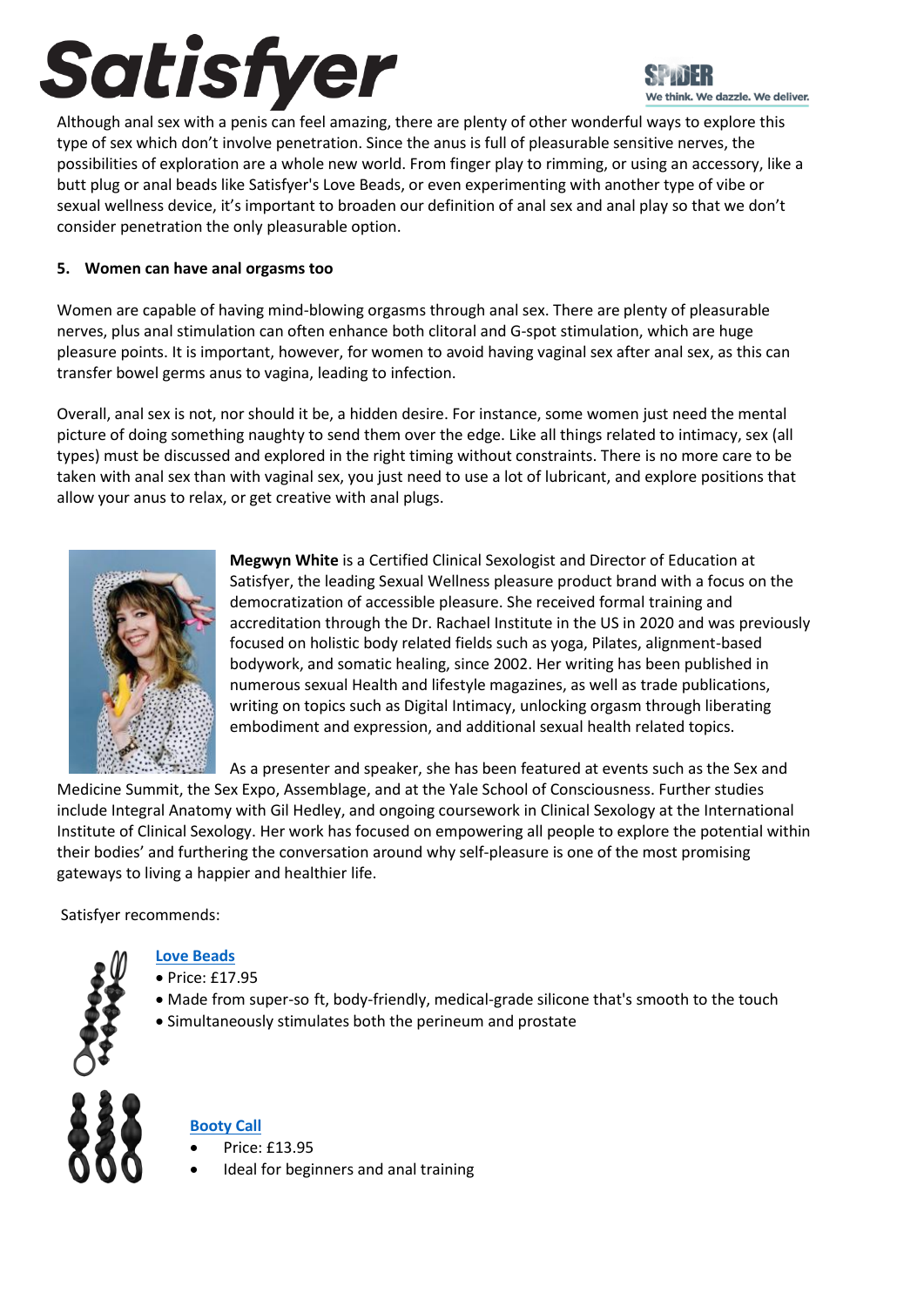Although anal sex with a penis can feel amazing, there are plenty of other wonderful ways to explore this type of sex which don't involve penetration. Since the anus is full of pleasurable sensitive nerves, the possibilities of exploration are a whole new world. From finger play to rimming, or using an accessory, like a butt plug or anal beads like Satisfyer's Love Beads, or even experimenting with another type of vibe or sexual wellness device, it's important to broaden our definition of anal sex and anal play so that we don't consider penetration the only pleasurable option.

**5. Women can have anal orgasms too**

Women are capable of having mind-blowing orgasms through anal sex. There are plenty of pleasurable nerves, plus anal stimulation can often enhance both clitoral and G-spot stimulation, which are huge pleasure points. It is important, however, for women to avoid having vaginal sex after anal sex, as this can transfer bowel germs anus to vagina, leading to infection.

Overall, anal sex is not, nor should it be, a hidden desire. For instance, some women just need the mental picture of doing something naughty to send them over the edge. Like all things related to intimacy, sex (all types) must be discussed and explored in the right timing without constraints. There is no more care to be taken with anal sex than with vaginal sex, you just need to use a lot of lubricant, and explore positions that allow your anus to relax, or get creative with anal plugs.

**Megwyn White** is a Certified Clinical Sexologist and Director of Education at Satisfyer, the leading Sexual Wellness pleasure product brand with a focus on the democratization of accessible pleasure. She received formal training and accreditation through the Dr. Rachael Institute in the US in 2020 and was previously focused on holistic body related fields such as yoga, Pilates, alignment-based bodywork, and somatic healing, since 2002. Her writing has been published in numerous sexual Health and lifestyle magazines, as well as trade publications, writing on topics such as Digital Intimacy, unlocking orgasm through liberating embodiment and expression, and additional sexual health related topics.

As a presenter and speaker, she has been featured at events such as the Sex and Medicine Summit, the Sex Expo, Assemblage, and at the Yale School of Consciousness. Further studies include Integral Anatomy with Gil Hedley, and ongoing coursework in Clinical Sexology at the International Institute of Clinical Sexology. Her work has focused on empowering all people to explore the potential within their bodies' and furthering the conversation around why self-pleasure is one of the most promising gateways to living a happier and healthier life.

Satisfyer recommends:

**Love Beads**

- Price: £17.95
- Made from super-so ft, body-friendly, medical-grade silicone that's smooth to the touch
- Simultaneously stimulates both the perineum and prostate

**Booty Call**

- Price: £13.95
- Ideal for beginners and anal training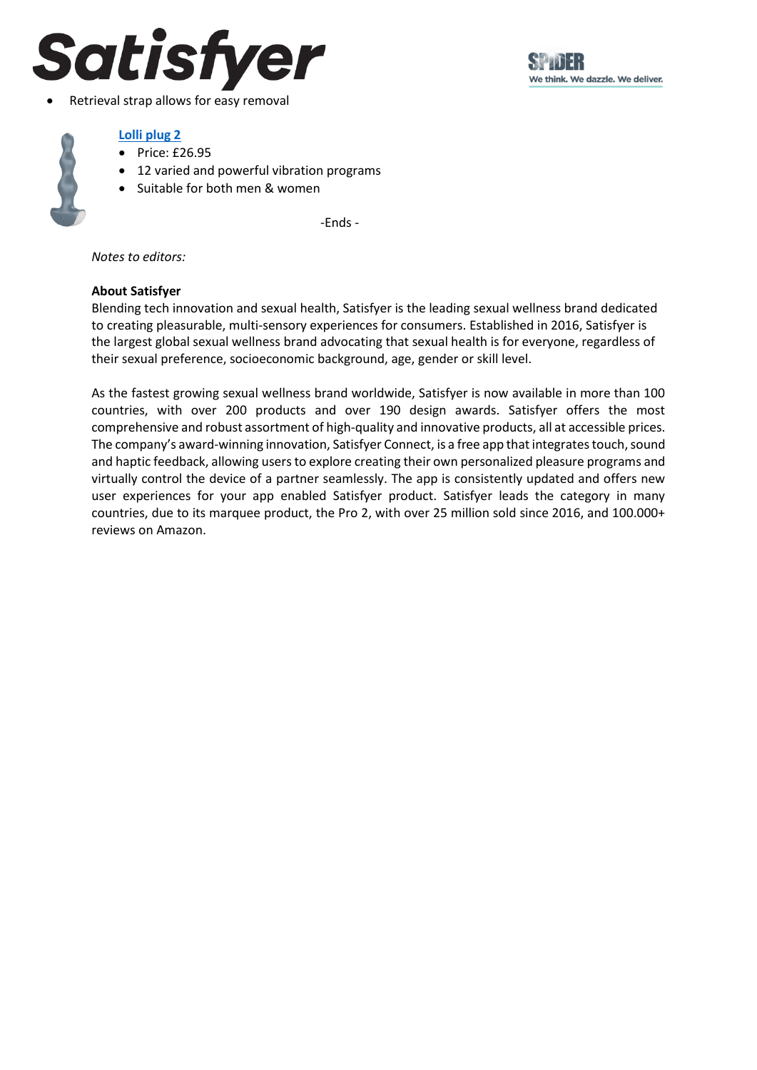- Retrieval strap allows for easy removal

### Lolli plug 2

- Price: £26.95
- 12 varied and powerful vibration programs
- Suitable for both men & women

-Ends -

*Notes to editors:*

**About Satisfyer**

Blending tech innovation and sexual health, Satisfyer is the leading sexual wellness brand dedicated to creating pleasurable, multi-sensory experiences for consumers. Established in 2016, Satisfyer is the largest global sexual wellness brand advocating that sexual health is for everyone, regardless of their sexual preference, socioeconomic background, age, gender or skill level.

As the fastest growing sexual wellness brand worldwide, Satisfyer is now available in more than 100 countries, with over 200 products and over 190 design awards. Satisfyer offers the most comprehensive and robust assortment of high-quality and innovative products, all at accessible prices. The company's award-winning innovation, Satisfyer Connect, is a free app that integrates touch, sound and haptic feedback, allowing users to explore creating their own personalized pleasure programs and virtually control the device of a partner seamlessly. The app is consistently updated and offers new user experiences for your app enabled Satisfyer product. Satisfyer leads the category in many countries, due to its marquee product, the Pro 2, with over 25 million sold since 2016, and 100.000+ reviews on Amazon.